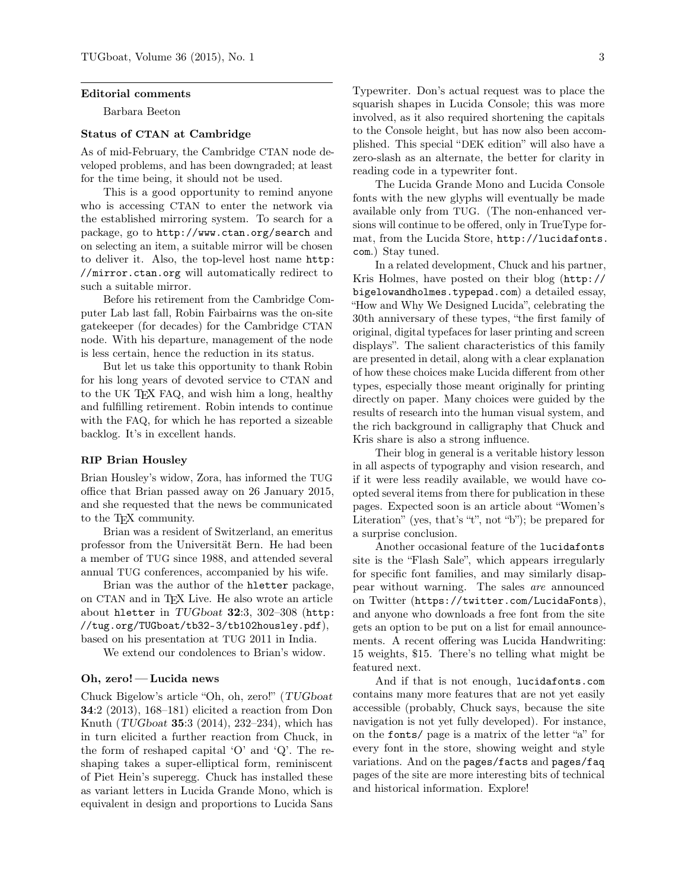## Editorial comments

Barbara Beeton

### Status of CTAN at Cambridge

As of mid-February, the Cambridge CTAN node developed problems, and has been downgraded; at least for the time being, it should not be used.

This is a good opportunity to remind anyone who is accessing CTAN to enter the network via the established mirroring system. To search for a package, go to `http://www.ctan.org/search` and on selecting an item, a suitable mirror will be chosen to deliver it. Also, the top-level host name `http://mirror.ctan.org` will automatically redirect to such a suitable mirror.

Before his retirement from the Cambridge Computer Lab last fall, Robin Fairbairns was the on-site gatekeeper (for decades) for the Cambridge CTAN node. With his departure, management of the node is less certain, hence the reduction in its status.

But let us take this opportunity to thank Robin for his long years of devoted service to CTAN and to the UK TeX FAQ, and wish him a long, healthy and fulfilling retirement. Robin intends to continue with the FAQ, for which he has reported a sizeable backlog. It's in excellent hands.

### RIP Brian Housley

Brian Housley's widow, Zora, has informed the TUG office that Brian passed away on 26 January 2015, and she requested that the news be communicated to the TeX community.

Brian was a resident of Switzerland, an emeritus professor from the Universität Bern. He had been a member of TUG since 1988, and attended several annual TUG conferences, accompanied by his wife.

Brian was the author of the `hletter` package, on CTAN and in TeX Live. He also wrote an article about `hletter` in *TUGboat* **32**:3, 302–308 (`http://tug.org/TUGboat/tb32-3/tb102housley.pdf`), based on his presentation at TUG 2011 in India.

We extend our condolences to Brian's widow.

### Oh, zero! — Lucida news

Chuck Bigelow's article "Oh, oh, zero!" (*TUGboat* **34**:2 (2013), 168–181) elicited a reaction from Don Knuth (*TUGboat* **35**:3 (2014), 232–234), which has in turn elicited a further reaction from Chuck, in the form of reshaped capital 'O' and 'Q'. The reshaping takes a super-elliptical form, reminiscent of Piet Hein's superegg. Chuck has installed these as variant letters in Lucida Grande Mono, which is equivalent in design and proportions to Lucida Sans Typewriter. Don's actual request was to place the squarish shapes in Lucida Console; this was more involved, as it also required shortening the capitals to the Console height, but has now also been accomplished. This special "DEK edition" will also have a zero-slash as an alternate, the better for clarity in reading code in a typewriter font.

The Lucida Grande Mono and Lucida Console fonts with the new glyphs will eventually be made available only from TUG. (The non-enhanced versions will continue to be offered, only in TrueType format, from the Lucida Store, `http://lucidafonts.com`.) Stay tuned.

In a related development, Chuck and his partner, Kris Holmes, have posted on their blog (`http://bigelowandholmes.typepad.com`) a detailed essay, "How and Why We Designed Lucida", celebrating the 30th anniversary of these types, "the first family of original, digital typefaces for laser printing and screen displays". The salient characteristics of this family are presented in detail, along with a clear explanation of how these choices make Lucida different from other types, especially those meant originally for printing directly on paper. Many choices were guided by the results of research into the human visual system, and the rich background in calligraphy that Chuck and Kris share is also a strong influence.

Their blog in general is a veritable history lesson in all aspects of typography and vision research, and if it were less readily available, we would have co-opted several items from there for publication in these pages. Expected soon is an article about "Women's Literation" (yes, that's "t", not "b"); be prepared for a surprise conclusion.

Another occasional feature of the `lucidafonts` site is the "Flash Sale", which appears irregularly for specific font families, and may similarly disappear without warning. The sales *are* announced on Twitter (`https://twitter.com/LucidaFonts`), and anyone who downloads a free font from the site gets an option to be put on a list for email announcements. A recent offering was Lucida Handwriting: 15 weights, $15. There's no telling what might be featured next.

And if that is not enough, `lucidafonts.com` contains many more features that are not yet easily accessible (probably, Chuck says, because the site navigation is not yet fully developed). For instance, on the `fonts/` page is a matrix of the letter "a" for every font in the store, showing weight and style variations. And on the `pages/facts` and `pages/faq` pages of the site are more interesting bits of technical and historical information. Explore!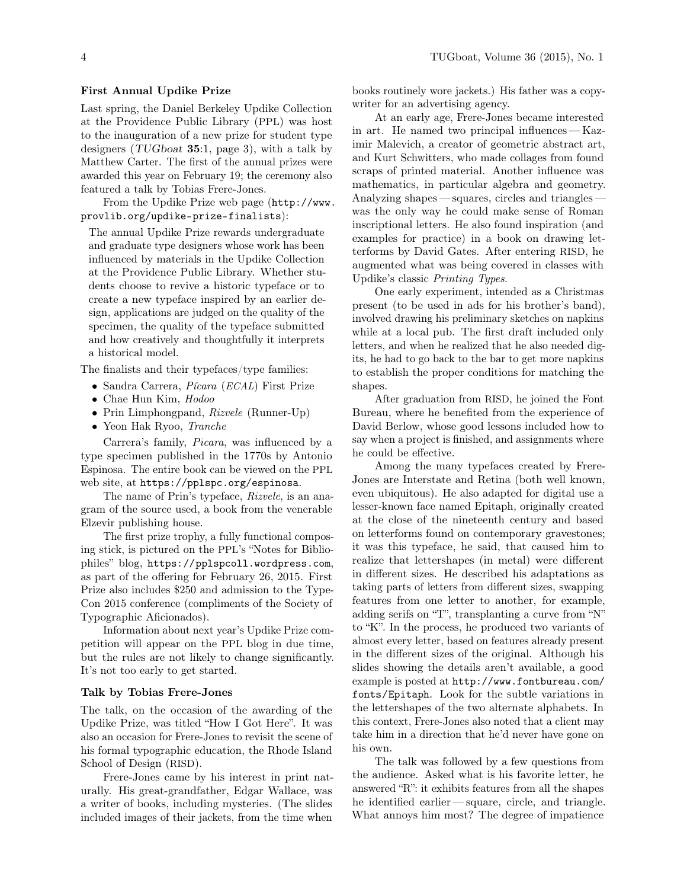### First Annual Updike Prize

Last spring, the Daniel Berkeley Updike Collection at the Providence Public Library (PPL) was host to the inauguration of a new prize for student type designers (*TUGboat* **35**:1, page 3), with a talk by Matthew Carter. The first of the annual prizes were awarded this year on February 19; the ceremony also featured a talk by Tobias Frere-Jones.

From the Updike Prize web page (`http://www.provlib.org/updike-prize-finalists`):

> The annual Updike Prize rewards undergraduate and graduate type designers whose work has been influenced by materials in the Updike Collection at the Providence Public Library. Whether students choose to revive a historic typeface or to create a new typeface inspired by an earlier design, applications are judged on the quality of the specimen, the quality of the typeface submitted and how creatively and thoughtfully it interprets a historical model.

The finalists and their typefaces/type families:

- Sandra Carrera, *Pícara* (*ECAL*) First Prize
- Chae Hun Kim, *Hodoo*
- Prin Limphongpand, *Rizvele* (Runner-Up)
- Yeon Hak Ryoo, *Tranche*

Carrera's family, *Picara*, was influenced by a type specimen published in the 1770s by Antonio Espinosa. The entire book can be viewed on the PPL web site, at `https://pplspc.org/espinosa`.

The name of Prin's typeface, *Rizvele*, is an anagram of the source used, a book from the venerable Elzevir publishing house.

The first prize trophy, a fully functional composing stick, is pictured on the PPL's "Notes for Bibliophiles" blog, `https://pplspcoll.wordpress.com`, as part of the offering for February 26, 2015. First Prize also includes $250 and admission to the TypeCon 2015 conference (compliments of the Society of Typographic Aficionados).

Information about next year's Updike Prize competition will appear on the PPL blog in due time, but the rules are not likely to change significantly. It's not too early to get started.

### Talk by Tobias Frere-Jones

The talk, on the occasion of the awarding of the Updike Prize, was titled "How I Got Here". It was also an occasion for Frere-Jones to revisit the scene of his formal typographic education, the Rhode Island School of Design (RISD).

Frere-Jones came by his interest in print naturally. His great-grandfather, Edgar Wallace, was a writer of books, including mysteries. (The slides included images of their jackets, from the time when books routinely wore jackets.) His father was a copywriter for an advertising agency.

At an early age, Frere-Jones became interested in art. He named two principal influences — Kazimir Malevich, a creator of geometric abstract art, and Kurt Schwitters, who made collages from found scraps of printed material. Another influence was mathematics, in particular algebra and geometry. Analyzing shapes — squares, circles and triangles — was the only way he could make sense of Roman inscriptional letters. He also found inspiration (and examples for practice) in a book on drawing letterforms by David Gates. After entering RISD, he augmented what was being covered in classes with Updike's classic *Printing Types*.

One early experiment, intended as a Christmas present (to be used in ads for his brother's band), involved drawing his preliminary sketches on napkins while at a local pub. The first draft included only letters, and when he realized that he also needed digits, he had to go back to the bar to get more napkins to establish the proper conditions for matching the shapes.

After graduation from RISD, he joined the Font Bureau, where he benefited from the experience of David Berlow, whose good lessons included how to say when a project is finished, and assignments where he could be effective.

Among the many typefaces created by Frere-Jones are Interstate and Retina (both well known, even ubiquitous). He also adapted for digital use a lesser-known face named Epitaph, originally created at the close of the nineteenth century and based on letterforms found on contemporary gravestones; it was this typeface, he said, that caused him to realize that lettershapes (in metal) were different in different sizes. He described his adaptations as taking parts of letters from different sizes, swapping features from one letter to another, for example, adding serifs on "T", transplanting a curve from "N" to "K". In the process, he produced two variants of almost every letter, based on features already present in the different sizes of the original. Although his slides showing the details aren't available, a good example is posted at `http://www.fontbureau.com/fonts/Epitaph`. Look for the subtle variations in the lettershapes of the two alternate alphabets. In this context, Frere-Jones also noted that a client may take him in a direction that he'd never have gone on his own.

The talk was followed by a few questions from the audience. Asked what is his favorite letter, he answered "R": it exhibits features from all the shapes he identified earlier — square, circle, and triangle. What annoys him most? The degree of impatience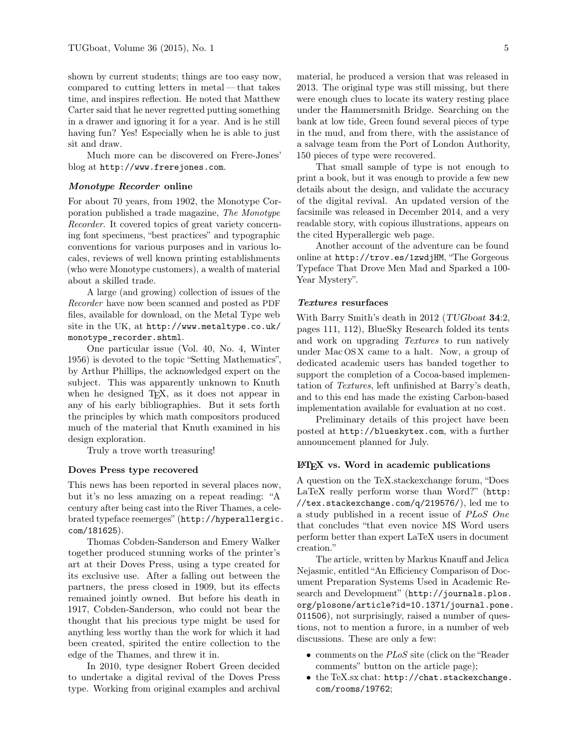shown by current students; things are too easy now, compared to cutting letters in metal — that takes time, and inspires reflection. He noted that Matthew Carter said that he never regretted putting something in a drawer and ignoring it for a year. And is he still having fun? Yes! Especially when he is able to just sit and draw.

Much more can be discovered on Frere-Jones' blog at `http://www.frerejones.com`.

### *Monotype Recorder* online

For about 70 years, from 1902, the Monotype Corporation published a trade magazine, *The Monotype Recorder*. It covered topics of great variety concerning font specimens, "best practices" and typographic conventions for various purposes and in various locales, reviews of well known printing establishments (who were Monotype customers), a wealth of material about a skilled trade.

A large (and growing) collection of issues of the *Recorder* have now been scanned and posted as PDF files, available for download, on the Metal Type web site in the UK, at `http://www.metaltype.co.uk/monotype_recorder.shtml`.

One particular issue (Vol. 40, No. 4, Winter 1956) is devoted to the topic "Setting Mathematics", by Arthur Phillips, the acknowledged expert on the subject. This was apparently unknown to Knuth when he designed TeX, as it does not appear in any of his early bibliographies. But it sets forth the principles by which math compositors produced much of the material that Knuth examined in his design exploration.

Truly a trove worth treasuring!

### Doves Press type recovered

This news has been reported in several places now, but it's no less amazing on a repeat reading: "A century after being cast into the River Thames, a celebrated typeface reemerges" (`http://hyperallergic.com/181625`).

Thomas Cobden-Sanderson and Emery Walker together produced stunning works of the printer's art at their Doves Press, using a type created for its exclusive use. After a falling out between the partners, the press closed in 1909, but its effects remained jointly owned. But before his death in 1917, Cobden-Sanderson, who could not bear the thought that his precious type might be used for anything less worthy than the work for which it had been created, spirited the entire collection to the edge of the Thames, and threw it in.

In 2010, type designer Robert Green decided to undertake a digital revival of the Doves Press type. Working from original examples and archival material, he produced a version that was released in 2013. The original type was still missing, but there were enough clues to locate its watery resting place under the Hammersmith Bridge. Searching on the bank at low tide, Green found several pieces of type in the mud, and from there, with the assistance of a salvage team from the Port of London Authority, 150 pieces of type were recovered.

That small sample of type is not enough to print a book, but it was enough to provide a few new details about the design, and validate the accuracy of the digital revival. An updated version of the facsimile was released in December 2014, and a very readable story, with copious illustrations, appears on the cited Hyperallergic web page.

Another account of the adventure can be found online at `http://trov.es/1zwdjHM`, "The Gorgeous Typeface That Drove Men Mad and Sparked a 100-Year Mystery".

### *Textures* resurfaces

With Barry Smith's death in 2012 (*TUGboat* **34**:2, pages 111, 112), BlueSky Research folded its tents and work on upgrading *Textures* to run natively under Mac OS X came to a halt. Now, a group of dedicated academic users has banded together to support the completion of a Cocoa-based implementation of *Textures*, left unfinished at Barry's death, and to this end has made the existing Carbon-based implementation available for evaluation at no cost.

Preliminary details of this project have been posted at `http://blueskytex.com`, with a further announcement planned for July.

### LaTeX vs. Word in academic publications

A question on the TeX.stackexchange forum, "Does LaTeX really perform worse than Word?" (`http://tex.stackexchange.com/q/219576/`), led me to a study published in a recent issue of *PLoS One* that concludes "that even novice MS Word users perform better than expert LaTeX users in document creation."

The article, written by Markus Knauff and Jelica Nejasmic, entitled "An Efficiency Comparison of Document Preparation Systems Used in Academic Research and Development" (`http://journals.plos.org/plosone/article?id=10.1371/journal.pone.011506`), not surprisingly, raised a number of questions, not to mention a furore, in a number of web discussions. These are only a few:

- comments on the *PLoS* site (click on the "Reader comments" button on the article page);
- the TeX.sx chat: `http://chat.stackexchange.com/rooms/19762`;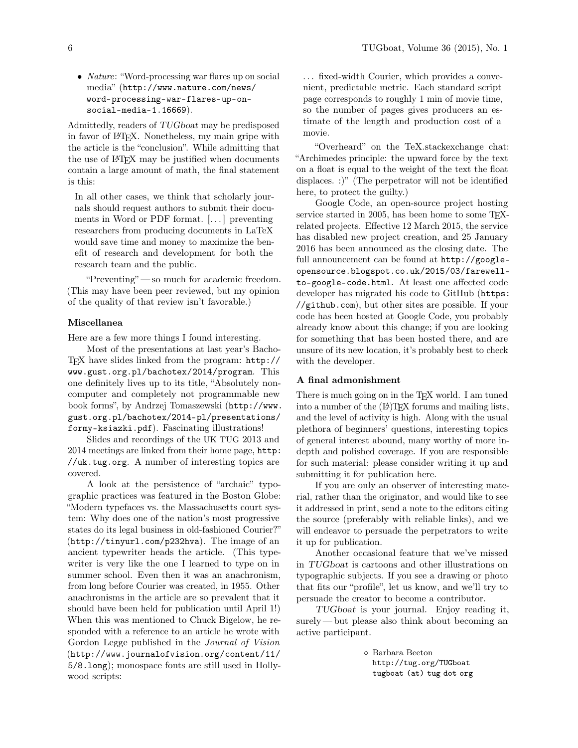- *Nature*: "Word-processing war flares up on social media" (http://www.nature.com/news/word-processing-war-flares-up-on-social-media-1.16669).

Admittedly, readers of *TUGboat* may be predisposed in favor of LaTeX. Nonetheless, my main gripe with the article is the "conclusion". While admitting that the use of LaTeX may be justified when documents contain a large amount of math, the final statement is this:

> In all other cases, we think that scholarly journals should request authors to submit their documents in Word or PDF format. [...] preventing researchers from producing documents in LaTeX would save time and money to maximize the benefit of research and development for both the research team and the public.

"Preventing" — so much for academic freedom. (This may have been peer reviewed, but my opinion of the quality of that review isn't favorable.)

### Miscellanea

Here are a few more things I found interesting.

Most of the presentations at last year's BachoTeX have slides linked from the program: http://www.gust.org.pl/bachotex/2014/program. This one definitely lives up to its title, "Absolutely non-computer and completely not programmable new book forms", by Andrzej Tomaszewski (http://www.gust.org.pl/bachotex/2014-pl/presentations/formy-ksiazki.pdf). Fascinating illustrations!

Slides and recordings of the UK TUG 2013 and 2014 meetings are linked from their home page, http://uk.tug.org. A number of interesting topics are covered.

A look at the persistence of "archaic" typographic practices was featured in the Boston Globe: "Modern typefaces vs. the Massachusetts court system: Why does one of the nation's most progressive states do its legal business in old-fashioned Courier?" (http://tinyurl.com/p232hva). The image of an ancient typewriter heads the article. (This typewriter is very like the one I learned to type on in summer school. Even then it was an anachronism, from long before Courier was created, in 1955. Other anachronisms in the article are so prevalent that it should have been held for publication until April 1!) When this was mentioned to Chuck Bigelow, he responded with a reference to an article he wrote with Gordon Legge published in the *Journal of Vision* (http://www.journalofvision.org/content/11/5/8.long); monospace fonts are still used in Hollywood scripts:

> ... fixed-width Courier, which provides a convenient, predictable metric. Each standard script page corresponds to roughly 1 min of movie time, so the number of pages gives producers an estimate of the length and production cost of a movie.

"Overheard" on the TeX.stackexchange chat: "Archimedes principle: the upward force by the text on a float is equal to the weight of the text the float displaces. :)" (The perpetrator will not be identified here, to protect the guilty.)

Google Code, an open-source project hosting service started in 2005, has been home to some TeX-related projects. Effective 12 March 2015, the service has disabled new project creation, and 25 January 2016 has been announced as the closing date. The full announcement can be found at http://google-opensource.blogspot.co.uk/2015/03/farewell-to-google-code.html. At least one affected code developer has migrated his code to GitHub (https://github.com), but other sites are possible. If your code has been hosted at Google Code, you probably already know about this change; if you are looking for something that has been hosted there, and are unsure of its new location, it's probably best to check with the developer.

### A final admonishment

There is much going on in the TeX world. I am tuned into a number of the (La)TeX forums and mailing lists, and the level of activity is high. Along with the usual plethora of beginners' questions, interesting topics of general interest abound, many worthy of more in-depth and polished coverage. If you are responsible for such material: please consider writing it up and submitting it for publication here.

If you are only an observer of interesting material, rather than the originator, and would like to see it addressed in print, send a note to the editors citing the source (preferably with reliable links), and we will endeavor to persuade the perpetrators to write it up for publication.

Another occasional feature that we've missed in *TUGboat* is cartoons and other illustrations on typographic subjects. If you see a drawing or photo that fits our "profile", let us know, and we'll try to persuade the creator to become a contributor.

*TUGboat* is your journal. Enjoy reading it, surely — but please also think about becoming an active participant.

◇ Barbara Beeton
http://tug.org/TUGboat
tugboat (at) tug dot org